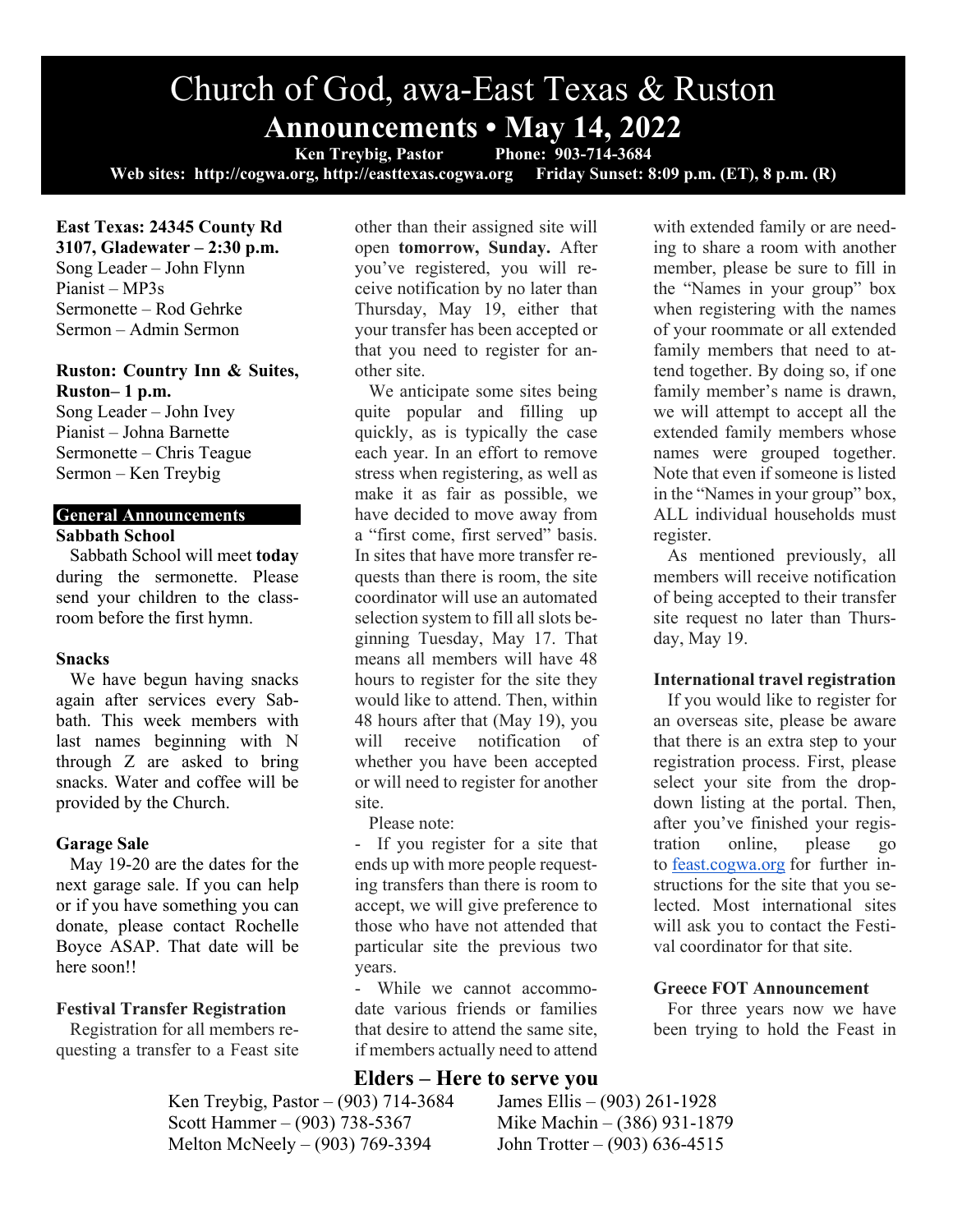# Church of God, awa-East Texas & Ruston

## Announcements • May 14, 2022

**Ken Treybig, Pastor     Phone: 903-714-3684**

**Web sites: http://cogwa.org, http://easttexas.cogwa.org     Friday Sunset: 8:09 p.m. (ET), 8 p.m. (R)**

**East Texas: 24345 County Rd 3107, Gladewater – 2:30 p.m.**
Song Leader – John Flynn
Pianist – MP3s
Sermonette – Rod Gehrke
Sermon – Admin Sermon

**Ruston: Country Inn & Suites, Ruston– 1 p.m.**
Song Leader – John Ivey
Pianist – Johna Barnette
Sermonette – Chris Teague
Sermon – Ken Treybig

## General Announcements

### Sabbath School

Sabbath School will meet **today** during the sermonette. Please send your children to the classroom before the first hymn.

### Snacks

We have begun having snacks again after services every Sabbath. This week members with last names beginning with N through Z are asked to bring snacks. Water and coffee will be provided by the Church.

### Garage Sale

May 19-20 are the dates for the next garage sale. If you can help or if you have something you can donate, please contact Rochelle Boyce ASAP. That date will be here soon!!

### Festival Transfer Registration

Registration for all members requesting a transfer to a Feast site other than their assigned site will open **tomorrow, Sunday.** After you've registered, you will receive notification by no later than Thursday, May 19, either that your transfer has been accepted or that you need to register for another site.

We anticipate some sites being quite popular and filling up quickly, as is typically the case each year. In an effort to remove stress when registering, as well as make it as fair as possible, we have decided to move away from a "first come, first served" basis. In sites that have more transfer requests than there is room, the site coordinator will use an automated selection system to fill all slots beginning Tuesday, May 17. That means all members will have 48 hours to register for the site they would like to attend. Then, within 48 hours after that (May 19), you will receive notification of whether you have been accepted or will need to register for another site.

Please note:

- If you register for a site that ends up with more people requesting transfers than there is room to accept, we will give preference to those who have not attended that particular site the previous two years.
- While we cannot accommodate various friends or families that desire to attend the same site, if members actually need to attend with extended family or are needing to share a room with another member, please be sure to fill in the "Names in your group" box when registering with the names of your roommate or all extended family members that need to attend together. By doing so, if one family member's name is drawn, we will attempt to accept all the extended family members whose names were grouped together. Note that even if someone is listed in the "Names in your group" box, ALL individual households must register.

As mentioned previously, all members will receive notification of being accepted to their transfer site request no later than Thursday, May 19.

### International travel registration

If you would like to register for an overseas site, please be aware that there is an extra step to your registration process. First, please select your site from the dropdown listing at the portal. Then, after you've finished your registration online, please go to feast.cogwa.org for further instructions for the site that you selected. Most international sites will ask you to contact the Festival coordinator for that site.

### Greece FOT Announcement

For three years now we have been trying to hold the Feast in

## Elders – Here to serve you

Ken Treybig, Pastor – (903) 714-3684
Scott Hammer – (903) 738-5367
Melton McNeely – (903) 769-3394
James Ellis – (903) 261-1928
Mike Machin – (386) 931-1879
John Trotter – (903) 636-4515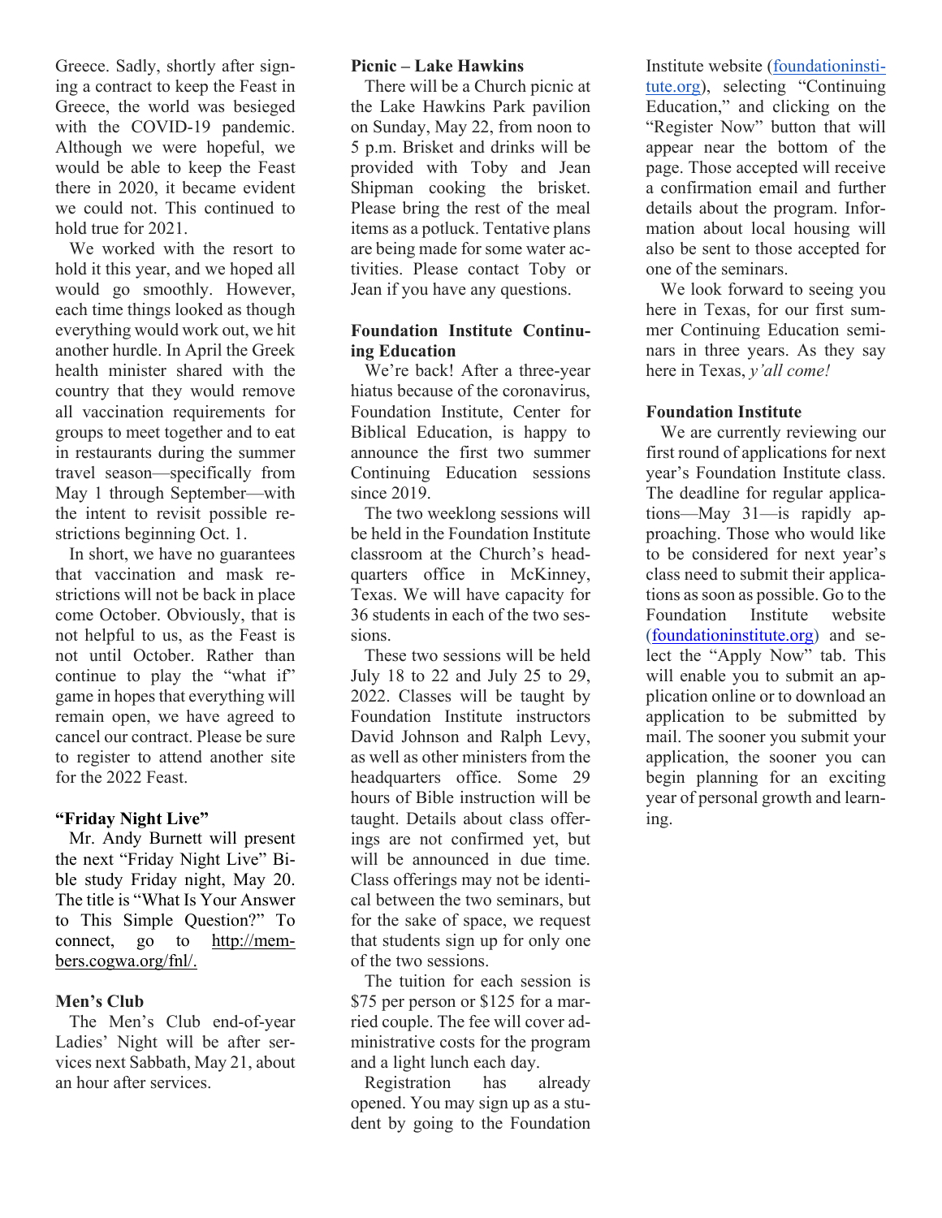Greece. Sadly, shortly after signing a contract to keep the Feast in Greece, the world was besieged with the COVID-19 pandemic. Although we were hopeful, we would be able to keep the Feast there in 2020, it became evident we could not. This continued to hold true for 2021.

We worked with the resort to hold it this year, and we hoped all would go smoothly. However, each time things looked as though everything would work out, we hit another hurdle. In April the Greek health minister shared with the country that they would remove all vaccination requirements for groups to meet together and to eat in restaurants during the summer travel season—specifically from May 1 through September—with the intent to revisit possible restrictions beginning Oct. 1.

In short, we have no guarantees that vaccination and mask restrictions will not be back in place come October. Obviously, that is not helpful to us, as the Feast is not until October. Rather than continue to play the "what if" game in hopes that everything will remain open, we have agreed to cancel our contract. Please be sure to register to attend another site for the 2022 Feast.

**"Friday Night Live"**

Mr. Andy Burnett will present the next "Friday Night Live" Bible study Friday night, May 20. The title is "What Is Your Answer to This Simple Question?" To connect, go to http://members.cogwa.org/fnl/.

**Men's Club**

The Men's Club end-of-year Ladies' Night will be after services next Sabbath, May 21, about an hour after services.

**Picnic – Lake Hawkins**

There will be a Church picnic at the Lake Hawkins Park pavilion on Sunday, May 22, from noon to 5 p.m. Brisket and drinks will be provided with Toby and Jean Shipman cooking the brisket. Please bring the rest of the meal items as a potluck. Tentative plans are being made for some water activities. Please contact Toby or Jean if you have any questions.

**Foundation Institute Continuing Education**

We're back! After a three-year hiatus because of the coronavirus, Foundation Institute, Center for Biblical Education, is happy to announce the first two summer Continuing Education sessions since 2019.

The two weeklong sessions will be held in the Foundation Institute classroom at the Church's headquarters office in McKinney, Texas. We will have capacity for 36 students in each of the two sessions.

These two sessions will be held July 18 to 22 and July 25 to 29, 2022. Classes will be taught by Foundation Institute instructors David Johnson and Ralph Levy, as well as other ministers from the headquarters office. Some 29 hours of Bible instruction will be taught. Details about class offerings are not confirmed yet, but will be announced in due time. Class offerings may not be identical between the two seminars, but for the sake of space, we request that students sign up for only one of the two sessions.

The tuition for each session is $75 per person or $125 for a married couple. The fee will cover administrative costs for the program and a light lunch each day.

Registration has already opened. You may sign up as a student by going to the Foundation Institute website (foundationinstitute.org), selecting "Continuing Education," and clicking on the "Register Now" button that will appear near the bottom of the page. Those accepted will receive a confirmation email and further details about the program. Information about local housing will also be sent to those accepted for one of the seminars.

We look forward to seeing you here in Texas, for our first summer Continuing Education seminars in three years. As they say here in Texas, *y'all come!*

**Foundation Institute**

We are currently reviewing our first round of applications for next year's Foundation Institute class. The deadline for regular applications—May 31—is rapidly approaching. Those who would like to be considered for next year's class need to submit their applications as soon as possible. Go to the Foundation Institute website (foundationinstitute.org) and select the "Apply Now" tab. This will enable you to submit an application online or to download an application to be submitted by mail. The sooner you submit your application, the sooner you can begin planning for an exciting year of personal growth and learning.